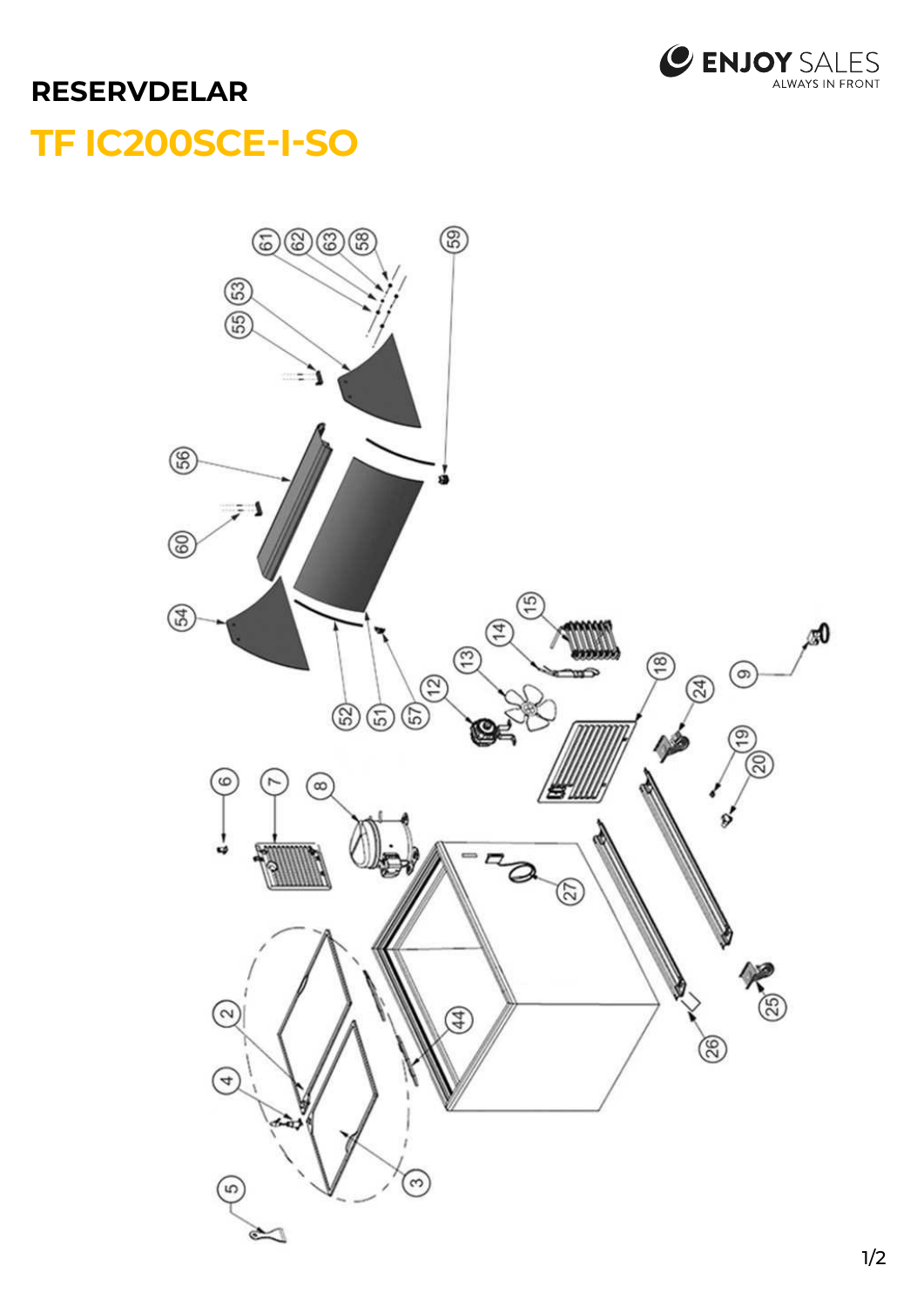# RESERVDELAR

## TF IC200SCE-I-SO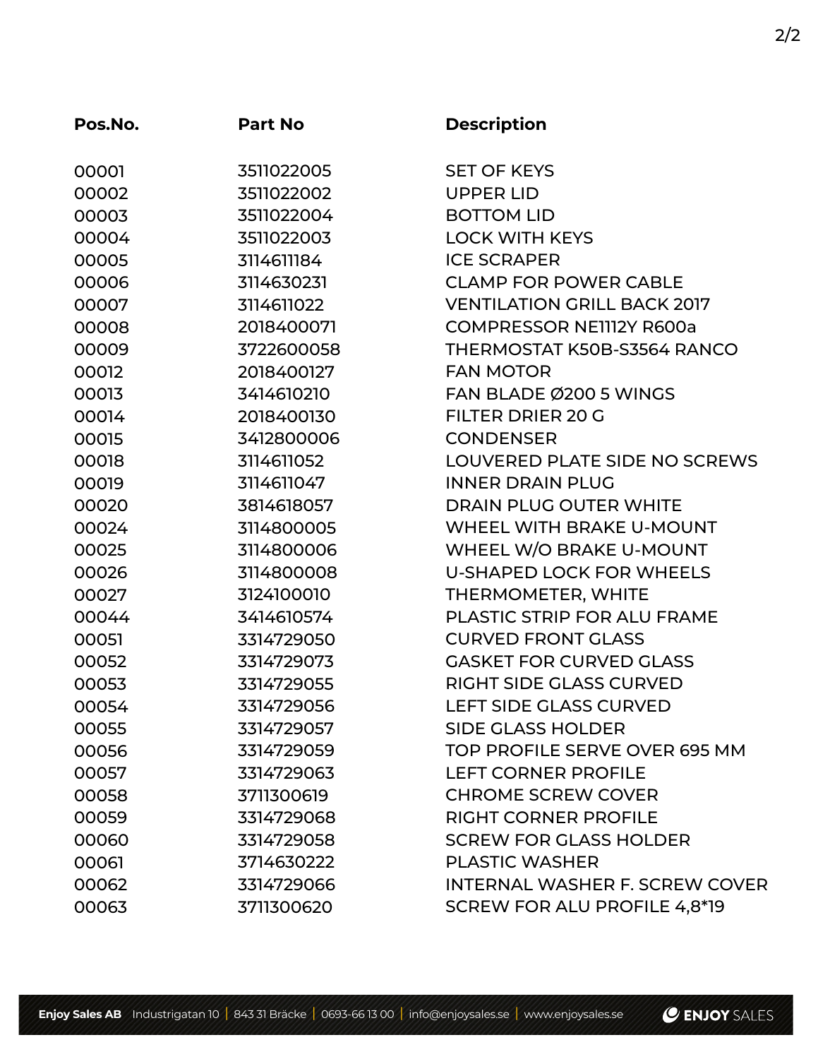| Pos.No. | Part No | Description |
|---|---|---|
| 00001 | 3511022005 | SET OF KEYS |
| 00002 | 3511022002 | UPPER LID |
| 00003 | 3511022004 | BOTTOM LID |
| 00004 | 3511022003 | LOCK WITH KEYS |
| 00005 | 3114611184 | ICE SCRAPER |
| 00006 | 3114630231 | CLAMP FOR POWER CABLE |
| 00007 | 3114611022 | VENTILATION GRILL BACK 2017 |
| 00008 | 2018400071 | COMPRESSOR NE1112Y R600a |
| 00009 | 3722600058 | THERMOSTAT K50B-S3564 RANCO |
| 00012 | 2018400127 | FAN MOTOR |
| 00013 | 3414610210 | FAN BLADE Ø200 5 WINGS |
| 00014 | 2018400130 | FILTER DRIER 20 G |
| 00015 | 3412800006 | CONDENSER |
| 00018 | 3114611052 | LOUVERED PLATE SIDE NO SCREWS |
| 00019 | 3114611047 | INNER DRAIN PLUG |
| 00020 | 3814618057 | DRAIN PLUG OUTER WHITE |
| 00024 | 3114800005 | WHEEL WITH BRAKE U-MOUNT |
| 00025 | 3114800006 | WHEEL W/O BRAKE U-MOUNT |
| 00026 | 3114800008 | U-SHAPED LOCK FOR WHEELS |
| 00027 | 3124100010 | THERMOMETER, WHITE |
| 00044 | 3414610574 | PLASTIC STRIP FOR ALU FRAME |
| 00051 | 3314729050 | CURVED FRONT GLASS |
| 00052 | 3314729073 | GASKET FOR CURVED GLASS |
| 00053 | 3314729055 | RIGHT SIDE GLASS CURVED |
| 00054 | 3314729056 | LEFT SIDE GLASS CURVED |
| 00055 | 3314729057 | SIDE GLASS HOLDER |
| 00056 | 3314729059 | TOP PROFILE SERVE OVER 695 MM |
| 00057 | 3314729063 | LEFT CORNER PROFILE |
| 00058 | 3711300619 | CHROME SCREW COVER |
| 00059 | 3314729068 | RIGHT CORNER PROFILE |
| 00060 | 3314729058 | SCREW FOR GLASS HOLDER |
| 00061 | 3714630222 | PLASTIC WASHER |
| 00062 | 3314729066 | INTERNAL WASHER F. SCREW COVER |
| 00063 | 3711300620 | SCREW FOR ALU PROFILE 4,8*19 |